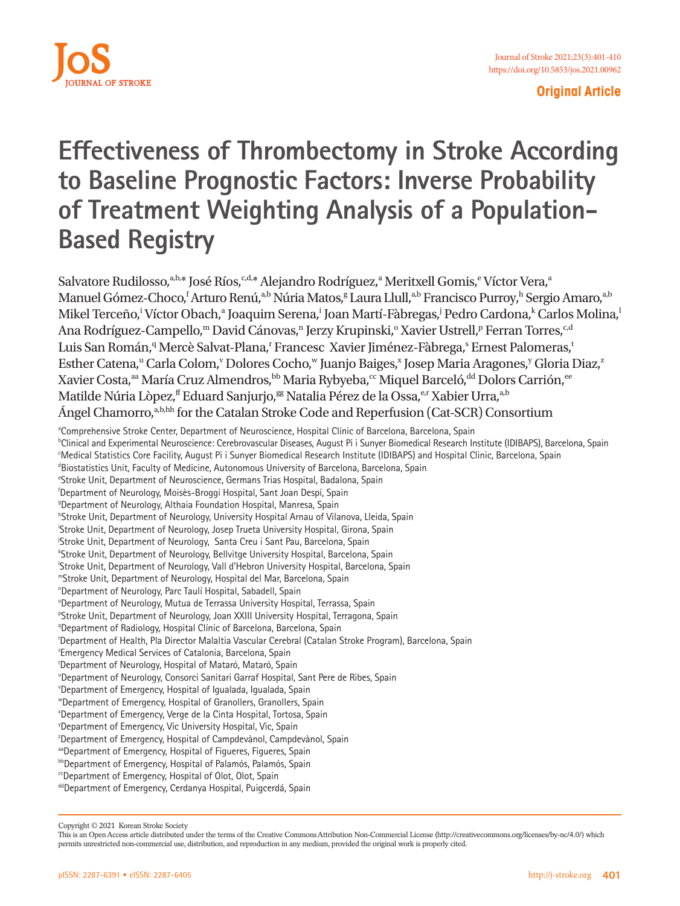Original Article

# Effectiveness of Thrombectomy in Stroke According to Baseline Prognostic Factors: Inverse Probability of Treatment Weighting Analysis of a Population-Based Registry

Salvatore Rudilosso,[a,b,*] José Ríos,[c,d,*] Alejandro Rodríguez,[a] Meritxell Gomis,[e] Víctor Vera,[a] Manuel Gómez-Choco,[f] Arturo Renú,[a,b] Núria Matos,[g] Laura Llull,[a,b] Francisco Purroy,[h] Sergio Amaro,[a,b] Mikel Terceño,[i] Víctor Obach,[a] Joaquim Serena,[i] Joan Martí-Fàbregas,[j] Pedro Cardona,[k] Carlos Molina,[l] Ana Rodríguez-Campello,[m] David Cánovas,[n] Jerzy Krupinski,[o] Xavier Ustrell,[p] Ferran Torres,[c,d] Luis San Román,[q] Mercè Salvat-Plana,[r] Francesc Xavier Jiménez-Fàbrega,[s] Ernest Palomeras,[t] Esther Catena,[u] Carla Colom,[v] Dolores Cocho,[w] Juanjo Baiges,[x] Josep Maria Aragones,[y] Gloria Diaz,[z] Xavier Costa,[aa] María Cruz Almendros,[bb] Maria Rybyeba,[cc] Miquel Barceló,[dd] Dolors Carrión,[ee] Matilde Núria Lòpez,[ff] Eduard Sanjurjo,[gg] Natalia Pérez de la Ossa,[e,r] Xabier Urra,[a,b] Ángel Chamorro,[a,b,hh] for the Catalan Stroke Code and Reperfusion (Cat-SCR) Consortium

[a]Comprehensive Stroke Center, Department of Neuroscience, Hospital Clínic of Barcelona, Barcelona, Spain
[b]Clinical and Experimental Neuroscience: Cerebrovascular Diseases, August Pi i Sunyer Biomedical Research Institute (IDIBAPS), Barcelona, Spain
[c]Medical Statistics Core Facility, August Pi i Sunyer Biomedical Research Institute (IDIBAPS) and Hospital Clinic, Barcelona, Spain
[d]Biostatistics Unit, Faculty of Medicine, Autonomous University of Barcelona, Barcelona, Spain
[e]Stroke Unit, Department of Neuroscience, Germans Trias Hospital, Badalona, Spain
[f]Department of Neurology, Moisès-Broggi Hospital, Sant Joan Despí, Spain
[g]Department of Neurology, Althaia Foundation Hospital, Manresa, Spain
[h]Stroke Unit, Department of Neurology, University Hospital Arnau of Vilanova, Lleida, Spain
[i]Stroke Unit, Department of Neurology, Josep Trueta University Hospital, Girona, Spain
[j]Stroke Unit, Department of Neurology, Santa Creu i Sant Pau, Barcelona, Spain
[k]Stroke Unit, Department of Neurology, Bellvitge University Hospital, Barcelona, Spain
[l]Stroke Unit, Department of Neurology, Vall d'Hebron University Hospital, Barcelona, Spain
[m]Stroke Unit, Department of Neurology, Hospital del Mar, Barcelona, Spain
[n]Department of Neurology, Parc Taulí Hospital, Sabadell, Spain
[o]Department of Neurology, Mutua de Terrassa University Hospital, Terrassa, Spain
[p]Stroke Unit, Department of Neurology, Joan XXIII University Hospital, Terragona, Spain
[q]Department of Radiology, Hospital Clínic of Barcelona, Barcelona, Spain
[r]Department of Health, Pla Director Malaltia Vascular Cerebral (Catalan Stroke Program), Barcelona, Spain
[s]Emergency Medical Services of Catalonia, Barcelona, Spain
[t]Department of Neurology, Hospital of Mataró, Mataró, Spain
[u]Department of Neurology, Consorci Sanitari Garraf Hospital, Sant Pere de Ribes, Spain
[v]Department of Emergency, Hospital of Igualada, Igualada, Spain
[w]Department of Emergency, Hospital of Granollers, Granollers, Spain
[x]Department of Emergency, Verge de la Cinta Hospital, Tortosa, Spain
[y]Department of Emergency, Vic University Hospital, Vic, Spain
[z]Department of Emergency, Hospital of Campdevànol, Campdevànol, Spain
[aa]Department of Emergency, Hospital of Figueres, Figueres, Spain
[bb]Department of Emergency, Hospital of Palamós, Palamós, Spain
[cc]Department of Emergency, Hospital of Olot, Olot, Spain
[dd]Department of Emergency, Cerdanya Hospital, Puigcerdá, Spain

Copyright © 2021 Korean Stroke Society
This is an Open Access article distributed under the terms of the Creative Commons Attribution Non-Commercial License (http://creativecommons.org/licenses/by-nc/4.0/) which permits unrestricted non-commercial use, distribution, and reproduction in any medium, provided the original work is properly cited.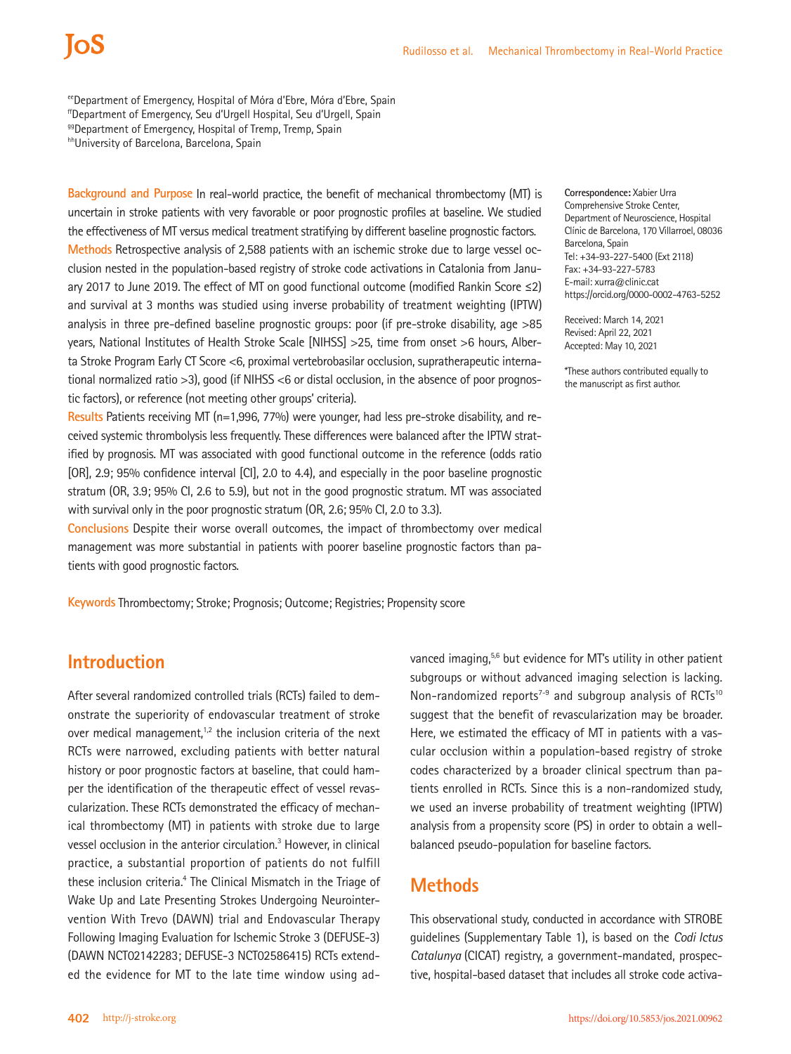[ee]Department of Emergency, Hospital of Móra d'Ebre, Móra d'Ebre, Spain
[ff]Department of Emergency, Seu d'Urgell Hospital, Seu d'Urgell, Spain
[gg]Department of Emergency, Hospital of Tremp, Tremp, Spain
[hh]University of Barcelona, Barcelona, Spain

**Background and Purpose** In real-world practice, the benefit of mechanical thrombectomy (MT) is uncertain in stroke patients with very favorable or poor prognostic profiles at baseline. We studied the effectiveness of MT versus medical treatment stratifying by different baseline prognostic factors.
**Methods** Retrospective analysis of 2,588 patients with an ischemic stroke due to large vessel occlusion nested in the population-based registry of stroke code activations in Catalonia from January 2017 to June 2019. The effect of MT on good functional outcome (modified Rankin Score ≤2) and survival at 3 months was studied using inverse probability of treatment weighting (IPTW) analysis in three pre-defined baseline prognostic groups: poor (if pre-stroke disability, age >85 years, National Institutes of Health Stroke Scale [NIHSS] >25, time from onset >6 hours, Alberta Stroke Program Early CT Score <6, proximal vertebrobasilar occlusion, supratherapeutic international normalized ratio >3), good (if NIHSS <6 or distal occlusion, in the absence of poor prognostic factors), or reference (not meeting other groups' criteria).
**Results** Patients receiving MT (n=1,996, 77%) were younger, had less pre-stroke disability, and received systemic thrombolysis less frequently. These differences were balanced after the IPTW stratified by prognosis. MT was associated with good functional outcome in the reference (odds ratio [OR], 2.9; 95% confidence interval [CI], 2.0 to 4.4), and especially in the poor baseline prognostic stratum (OR, 3.9; 95% CI, 2.6 to 5.9), but not in the good prognostic stratum. MT was associated with survival only in the poor prognostic stratum (OR, 2.6; 95% CI, 2.0 to 3.3).
**Conclusions** Despite their worse overall outcomes, the impact of thrombectomy over medical management was more substantial in patients with poorer baseline prognostic factors than patients with good prognostic factors.

**Keywords** Thrombectomy; Stroke; Prognosis; Outcome; Registries; Propensity score

**Correspondence:** Xabier Urra
Comprehensive Stroke Center, Department of Neuroscience, Hospital Clínic de Barcelona, 170 Villarroel, 08036 Barcelona, Spain
Tel: +34-93-227-5400 (Ext 2118)
Fax: +34-93-227-5783
E-mail: xurra@clinic.cat
https://orcid.org/0000-0002-4763-5252

Received: March 14, 2021
Revised: April 22, 2021
Accepted: May 10, 2021

*These authors contributed equally to the manuscript as first author.

## Introduction

After several randomized controlled trials (RCTs) failed to demonstrate the superiority of endovascular treatment of stroke over medical management,[1,2] the inclusion criteria of the next RCTs were narrowed, excluding patients with better natural history or poor prognostic factors at baseline, that could hamper the identification of the therapeutic effect of vessel revascularization. These RCTs demonstrated the efficacy of mechanical thrombectomy (MT) in patients with stroke due to large vessel occlusion in the anterior circulation.[3] However, in clinical practice, a substantial proportion of patients do not fulfill these inclusion criteria.[4] The Clinical Mismatch in the Triage of Wake Up and Late Presenting Strokes Undergoing Neurointervention With Trevo (DAWN) trial and Endovascular Therapy Following Imaging Evaluation for Ischemic Stroke 3 (DEFUSE-3) (DAWN NCT02142283; DEFUSE-3 NCT02586415) RCTs extended the evidence for MT to the late time window using advanced imaging,[5,6] but evidence for MT's utility in other patient subgroups or without advanced imaging selection is lacking. Non-randomized reports[7-9] and subgroup analysis of RCTs[10] suggest that the benefit of revascularization may be broader. Here, we estimated the efficacy of MT in patients with a vascular occlusion within a population-based registry of stroke codes characterized by a broader clinical spectrum than patients enrolled in RCTs. Since this is a non-randomized study, we used an inverse probability of treatment weighting (IPTW) analysis from a propensity score (PS) in order to obtain a well-balanced pseudo-population for baseline factors.

## Methods

This observational study, conducted in accordance with STROBE guidelines (Supplementary Table 1), is based on the *Codi Ictus Catalunya* (CICAT) registry, a government-mandated, prospective, hospital-based dataset that includes all stroke code activa-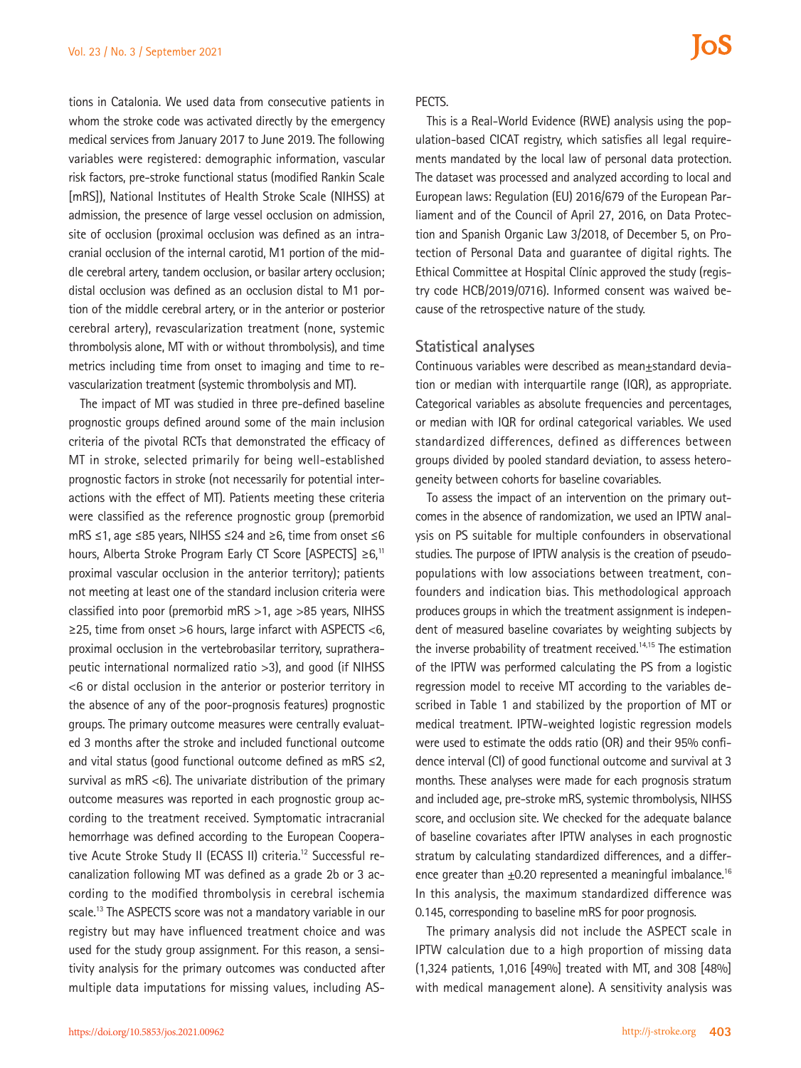tions in Catalonia. We used data from consecutive patients in whom the stroke code was activated directly by the emergency medical services from January 2017 to June 2019. The following variables were registered: demographic information, vascular risk factors, pre-stroke functional status (modified Rankin Scale [mRS]), National Institutes of Health Stroke Scale (NIHSS) at admission, the presence of large vessel occlusion on admission, site of occlusion (proximal occlusion was defined as an intracranial occlusion of the internal carotid, M1 portion of the middle cerebral artery, tandem occlusion, or basilar artery occlusion; distal occlusion was defined as an occlusion distal to M1 portion of the middle cerebral artery, or in the anterior or posterior cerebral artery), revascularization treatment (none, systemic thrombolysis alone, MT with or without thrombolysis), and time metrics including time from onset to imaging and time to revascularization treatment (systemic thrombolysis and MT).

The impact of MT was studied in three pre-defined baseline prognostic groups defined around some of the main inclusion criteria of the pivotal RCTs that demonstrated the efficacy of MT in stroke, selected primarily for being well-established prognostic factors in stroke (not necessarily for potential interactions with the effect of MT). Patients meeting these criteria were classified as the reference prognostic group (premorbid mRS ≤1, age ≤85 years, NIHSS ≤24 and ≥6, time from onset ≤6 hours, Alberta Stroke Program Early CT Score [ASPECTS] ≥6,[11] proximal vascular occlusion in the anterior territory); patients not meeting at least one of the standard inclusion criteria were classified into poor (premorbid mRS >1, age >85 years, NIHSS ≥25, time from onset >6 hours, large infarct with ASPECTS <6, proximal occlusion in the vertebrobasilar territory, supratherapeutic international normalized ratio >3), and good (if NIHSS <6 or distal occlusion in the anterior or posterior territory in the absence of any of the poor-prognosis features) prognostic groups. The primary outcome measures were centrally evaluated 3 months after the stroke and included functional outcome and vital status (good functional outcome defined as mRS ≤2, survival as mRS <6). The univariate distribution of the primary outcome measures was reported in each prognostic group according to the treatment received. Symptomatic intracranial hemorrhage was defined according to the European Cooperative Acute Stroke Study II (ECASS II) criteria.[12] Successful recanalization following MT was defined as a grade 2b or 3 according to the modified thrombolysis in cerebral ischemia scale.[13] The ASPECTS score was not a mandatory variable in our registry but may have influenced treatment choice and was used for the study group assignment. For this reason, a sensitivity analysis for the primary outcomes was conducted after multiple data imputations for missing values, including ASPECTS.

This is a Real-World Evidence (RWE) analysis using the population-based CICAT registry, which satisfies all legal requirements mandated by the local law of personal data protection. The dataset was processed and analyzed according to local and European laws: Regulation (EU) 2016/679 of the European Parliament and of the Council of April 27, 2016, on Data Protection and Spanish Organic Law 3/2018, of December 5, on Protection of Personal Data and guarantee of digital rights. The Ethical Committee at Hospital Clínic approved the study (registry code HCB/2019/0716). Informed consent was waived because of the retrospective nature of the study.

## Statistical analyses

Continuous variables were described as mean±standard deviation or median with interquartile range (IQR), as appropriate. Categorical variables as absolute frequencies and percentages, or median with IQR for ordinal categorical variables. We used standardized differences, defined as differences between groups divided by pooled standard deviation, to assess heterogeneity between cohorts for baseline covariables.

To assess the impact of an intervention on the primary outcomes in the absence of randomization, we used an IPTW analysis on PS suitable for multiple confounders in observational studies. The purpose of IPTW analysis is the creation of pseudo-populations with low associations between treatment, confounders and indication bias. This methodological approach produces groups in which the treatment assignment is independent of measured baseline covariates by weighting subjects by the inverse probability of treatment received.[14,15] The estimation of the IPTW was performed calculating the PS from a logistic regression model to receive MT according to the variables described in Table 1 and stabilized by the proportion of MT or medical treatment. IPTW-weighted logistic regression models were used to estimate the odds ratio (OR) and their 95% confidence interval (CI) of good functional outcome and survival at 3 months. These analyses were made for each prognosis stratum and included age, pre-stroke mRS, systemic thrombolysis, NIHSS score, and occlusion site. We checked for the adequate balance of baseline covariates after IPTW analyses in each prognostic stratum by calculating standardized differences, and a difference greater than ±0.20 represented a meaningful imbalance.[16] In this analysis, the maximum standardized difference was 0.145, corresponding to baseline mRS for poor prognosis.

The primary analysis did not include the ASPECT scale in IPTW calculation due to a high proportion of missing data (1,324 patients, 1,016 [49%] treated with MT, and 308 [48%] with medical management alone). A sensitivity analysis was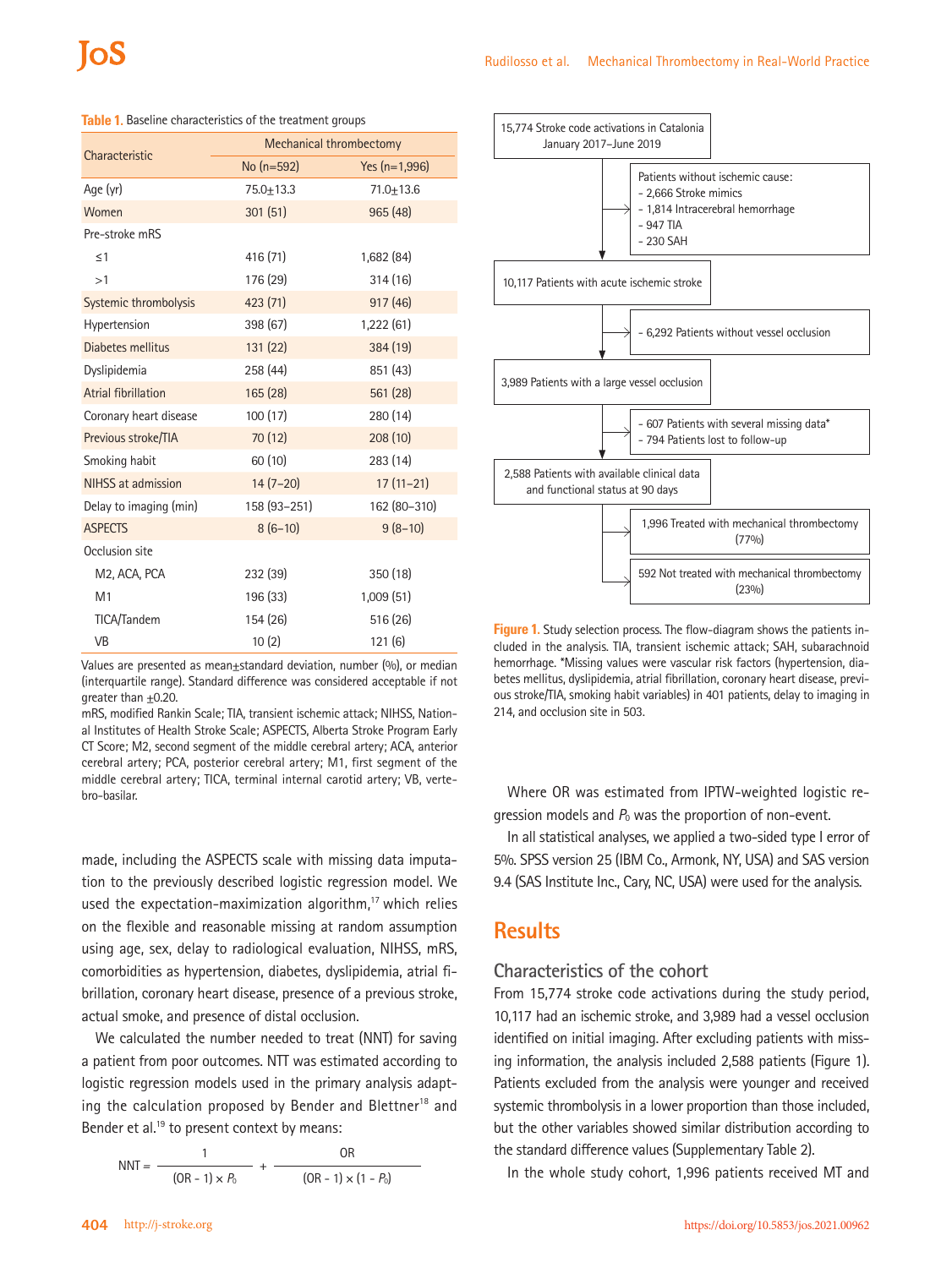**Table 1.** Baseline characteristics of the treatment groups

| Characteristic | Mechanical thrombectomy | |
|---|---|---|
| | No (n=592) | Yes (n=1,996) |
| Age (yr) | 75.0±13.3 | 71.0±13.6 |
| Women | 301 (51) | 965 (48) |
| Pre-stroke mRS | | |
| ≤1 | 416 (71) | 1,682 (84) |
| >1 | 176 (29) | 314 (16) |
| Systemic thrombolysis | 423 (71) | 917 (46) |
| Hypertension | 398 (67) | 1,222 (61) |
| Diabetes mellitus | 131 (22) | 384 (19) |
| Dyslipidemia | 258 (44) | 851 (43) |
| Atrial fibrillation | 165 (28) | 561 (28) |
| Coronary heart disease | 100 (17) | 280 (14) |
| Previous stroke/TIA | 70 (12) | 208 (10) |
| Smoking habit | 60 (10) | 283 (14) |
| NIHSS at admission | 14 (7–20) | 17 (11–21) |
| Delay to imaging (min) | 158 (93–251) | 162 (80–310) |
| ASPECTS | 8 (6–10) | 9 (8–10) |
| Occlusion site | | |
| M2, ACA, PCA | 232 (39) | 350 (18) |
| M1 | 196 (33) | 1,009 (51) |
| TICA/Tandem | 154 (26) | 516 (26) |
| VB | 10 (2) | 121 (6) |

Values are presented as mean±standard deviation, number (%), or median (interquartile range). Standard difference was considered acceptable if not greater than ±0.20.
mRS, modified Rankin Scale; TIA, transient ischemic attack; NIHSS, National Institutes of Health Stroke Scale; ASPECTS, Alberta Stroke Program Early CT Score; M2, second segment of the middle cerebral artery; ACA, anterior cerebral artery; PCA, posterior cerebral artery; M1, first segment of the middle cerebral artery; TICA, terminal internal carotid artery; VB, vertebro-basilar.

made, including the ASPECTS scale with missing data imputation to the previously described logistic regression model. We used the expectation-maximization algorithm,[17] which relies on the flexible and reasonable missing at random assumption using age, sex, delay to radiological evaluation, NIHSS, mRS, comorbidities as hypertension, diabetes, dyslipidemia, atrial fibrillation, coronary heart disease, presence of a previous stroke, actual smoke, and presence of distal occlusion.

We calculated the number needed to treat (NNT) for saving a patient from poor outcomes. NTT was estimated according to logistic regression models used in the primary analysis adapting the calculation proposed by Bender and Blettner[18] and Bender et al.[19] to present context by means:

$$\text{NNT} = \frac{1}{(\text{OR} - 1) \times P_0} + \frac{\text{OR}}{(\text{OR} - 1) \times (1 - P_0)}$$

15,774 Stroke code activations in Catalonia January 2017–June 2019
→ Patients without ischemic cause: - 2,666 Stroke mimics - 1,814 Intracerebral hemorrhage - 947 TIA - 230 SAH
10,117 Patients with acute ischemic stroke
→ - 6,292 Patients without vessel occlusion
3,989 Patients with a large vessel occlusion
→ - 607 Patients with several missing data* - 794 Patients lost to follow-up
2,588 Patients with available clinical data and functional status at 90 days
→ 1,996 Treated with mechanical thrombectomy (77%)
→ 592 Not treated with mechanical thrombectomy (23%)

**Figure 1.** Study selection process. The flow-diagram shows the patients included in the analysis. TIA, transient ischemic attack; SAH, subarachnoid hemorrhage. *Missing values were vascular risk factors (hypertension, diabetes mellitus, dyslipidemia, atrial fibrillation, coronary heart disease, previous stroke/TIA, smoking habit variables) in 401 patients, delay to imaging in 214, and occlusion site in 503.

Where OR was estimated from IPTW-weighted logistic regression models and $P_0$ was the proportion of non-event.

In all statistical analyses, we applied a two-sided type I error of 5%. SPSS version 25 (IBM Co., Armonk, NY, USA) and SAS version 9.4 (SAS Institute Inc., Cary, NC, USA) were used for the analysis.

## Results

### Characteristics of the cohort

From 15,774 stroke code activations during the study period, 10,117 had an ischemic stroke, and 3,989 had a vessel occlusion identified on initial imaging. After excluding patients with missing information, the analysis included 2,588 patients (Figure 1). Patients excluded from the analysis were younger and received systemic thrombolysis in a lower proportion than those included, but the other variables showed similar distribution according to the standard difference values (Supplementary Table 2).

In the whole study cohort, 1,996 patients received MT and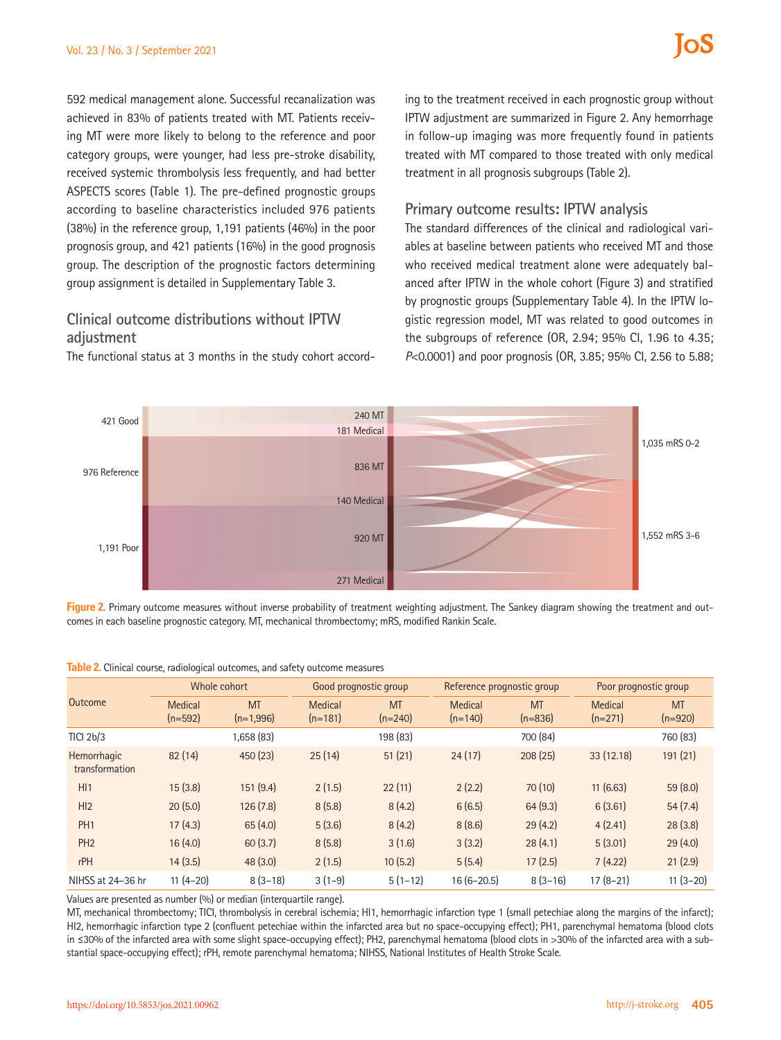592 medical management alone. Successful recanalization was achieved in 83% of patients treated with MT. Patients receiving MT were more likely to belong to the reference and poor category groups, were younger, had less pre-stroke disability, received systemic thrombolysis less frequently, and had better ASPECTS scores (Table 1). The pre-defined prognostic groups according to baseline characteristics included 976 patients (38%) in the reference group, 1,191 patients (46%) in the poor prognosis group, and 421 patients (16%) in the good prognosis group. The description of the prognostic factors determining group assignment is detailed in Supplementary Table 3.

## Clinical outcome distributions without IPTW adjustment

The functional status at 3 months in the study cohort according to the treatment received in each prognostic group without IPTW adjustment are summarized in Figure 2. Any hemorrhage in follow-up imaging was more frequently found in patients treated with MT compared to those treated with only medical treatment in all prognosis subgroups (Table 2).

## Primary outcome results: IPTW analysis

The standard differences of the clinical and radiological variables at baseline between patients who received MT and those who received medical treatment alone were adequately balanced after IPTW in the whole cohort (Figure 3) and stratified by prognostic groups (Supplementary Table 4). In the IPTW logistic regression model, MT was related to good outcomes in the subgroups of reference (OR, 2.94; 95% CI, 1.96 to 4.35; *P*<0.0001) and poor prognosis (OR, 3.85; 95% CI, 2.56 to 5.88;

**Figure 2.** Primary outcome measures without inverse probability of treatment weighting adjustment. The Sankey diagram showing the treatment and outcomes in each baseline prognostic category. MT, mechanical thrombectomy; mRS, modified Rankin Scale.

**Table 2.** Clinical course, radiological outcomes, and safety outcome measures

| Outcome | Whole cohort | | Good prognostic group | | Reference prognostic group | | Poor prognostic group | |
|---|---|---|---|---|---|---|---|---|
| | Medical (n=592) | MT (n=1,996) | Medical (n=181) | MT (n=240) | Medical (n=140) | MT (n=836) | Medical (n=271) | MT (n=920) |
| TICI 2b/3 | | 1,658 (83) | | 198 (83) | | 700 (84) | | 760 (83) |
| Hemorrhagic transformation | 82 (14) | 450 (23) | 25 (14) | 51 (21) | 24 (17) | 208 (25) | 33 (12.18) | 191 (21) |
| HI1 | 15 (3.8) | 151 (9.4) | 2 (1.5) | 22 (11) | 2 (2.2) | 70 (10) | 11 (6.63) | 59 (8.0) |
| HI2 | 20 (5.0) | 126 (7.8) | 8 (5.8) | 8 (4.2) | 6 (6.5) | 64 (9.3) | 6 (3.61) | 54 (7.4) |
| PH1 | 17 (4.3) | 65 (4.0) | 5 (3.6) | 8 (4.2) | 8 (8.6) | 29 (4.2) | 4 (2.41) | 28 (3.8) |
| PH2 | 16 (4.0) | 60 (3.7) | 8 (5.8) | 3 (1.6) | 3 (3.2) | 28 (4.1) | 5 (3.01) | 29 (4.0) |
| rPH | 14 (3.5) | 48 (3.0) | 2 (1.5) | 10 (5.2) | 5 (5.4) | 17 (2.5) | 7 (4.22) | 21 (2.9) |
| NIHSS at 24–36 hr | 11 (4–20) | 8 (3–18) | 3 (1–9) | 5 (1–12) | 16 (6–20.5) | 8 (3–16) | 17 (8–21) | 11 (3–20) |

Values are presented as number (%) or median (interquartile range).

MT, mechanical thrombectomy; TICI, thrombolysis in cerebral ischemia; HI1, hemorrhagic infarction type 1 (small petechiae along the margins of the infarct); HI2, hemorrhagic infarction type 2 (confluent petechiae within the infarcted area but no space-occupying effect); PH1, parenchymal hematoma (blood clots in ≤30% of the infarcted area with some slight space-occupying effect); PH2, parenchymal hematoma (blood clots in >30% of the infarcted area with a substantial space-occupying effect); rPH, remote parenchymal hematoma; NIHSS, National Institutes of Health Stroke Scale.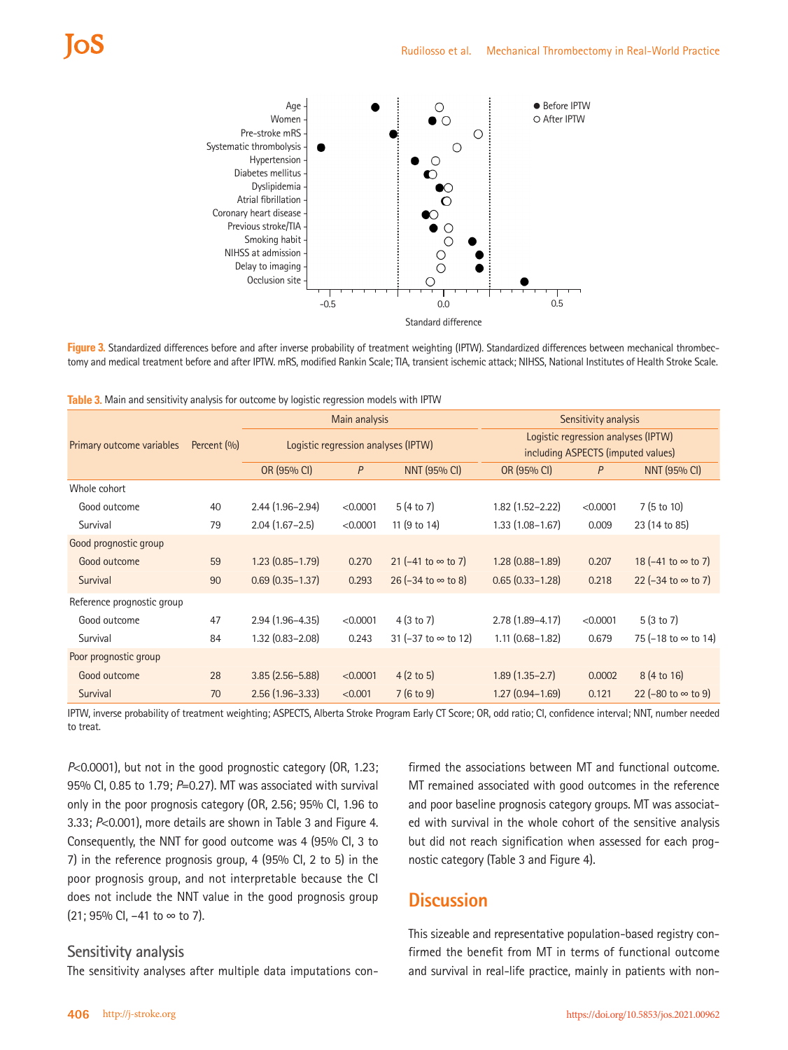Figure 3. Standardized differences before and after inverse probability of treatment weighting (IPTW). Standardized differences between mechanical thrombectomy and medical treatment before and after IPTW. mRS, modified Rankin Scale; TIA, transient ischemic attack; NIHSS, National Institutes of Health Stroke Scale.

Table 3. Main and sensitivity analysis for outcome by logistic regression models with IPTW

| Primary outcome variables | Percent (%) | Main analysis: Logistic regression analyses (IPTW) | | | Sensitivity analysis: Logistic regression analyses (IPTW) including ASPECTS (imputed values) | | |
|---|---|---|---|---|---|---|---|
| | | OR (95% CI) | *P* | NNT (95% CI) | OR (95% CI) | *P* | NNT (95% CI) |
| **Whole cohort** | | | | | | | |
| Good outcome | 40 | 2.44 (1.96–2.94) | <0.0001 | 5 (4 to 7) | 1.82 (1.52–2.22) | <0.0001 | 7 (5 to 10) |
| Survival | 79 | 2.04 (1.67–2.5) | <0.0001 | 11 (9 to 14) | 1.33 (1.08–1.67) | 0.009 | 23 (14 to 85) |
| **Good prognostic group** | | | | | | | |
| Good outcome | 59 | 1.23 (0.85–1.79) | 0.270 | 21 (−41 to ∞ to 7) | 1.28 (0.88–1.89) | 0.207 | 18 (−41 to ∞ to 7) |
| Survival | 90 | 0.69 (0.35–1.37) | 0.293 | 26 (−34 to ∞ to 8) | 0.65 (0.33–1.28) | 0.218 | 22 (−34 to ∞ to 7) |
| **Reference prognostic group** | | | | | | | |
| Good outcome | 47 | 2.94 (1.96–4.35) | <0.0001 | 4 (3 to 7) | 2.78 (1.89–4.17) | <0.0001 | 5 (3 to 7) |
| Survival | 84 | 1.32 (0.83–2.08) | 0.243 | 31 (−37 to ∞ to 12) | 1.11 (0.68–1.82) | 0.679 | 75 (−18 to ∞ to 14) |
| **Poor prognostic group** | | | | | | | |
| Good outcome | 28 | 3.85 (2.56–5.88) | <0.0001 | 4 (2 to 5) | 1.89 (1.35–2.7) | 0.0002 | 8 (4 to 16) |
| Survival | 70 | 2.56 (1.96–3.33) | <0.001 | 7 (6 to 9) | 1.27 (0.94–1.69) | 0.121 | 22 (−80 to ∞ to 9) |

IPTW, inverse probability of treatment weighting; ASPECTS, Alberta Stroke Program Early CT Score; OR, odd ratio; CI, confidence interval; NNT, number needed to treat.

*P*<0.0001), but not in the good prognostic category (OR, 1.23; 95% CI, 0.85 to 1.79; *P*=0.27). MT was associated with survival only in the poor prognosis category (OR, 2.56; 95% CI, 1.96 to 3.33; *P*<0.001), more details are shown in Table 3 and Figure 4. Consequently, the NNT for good outcome was 4 (95% CI, 3 to 7) in the reference prognosis group, 4 (95% CI, 2 to 5) in the poor prognosis group, and not interpretable because the CI does not include the NNT value in the good prognosis group (21; 95% CI, −41 to ∞ to 7).

### Sensitivity analysis

The sensitivity analyses after multiple data imputations confirmed the associations between MT and functional outcome. MT remained associated with good outcomes in the reference and poor baseline prognosis category groups. MT was associated with survival in the whole cohort of the sensitive analysis but did not reach signification when assessed for each prognostic category (Table 3 and Figure 4).

## Discussion

This sizeable and representative population-based registry confirmed the benefit from MT in terms of functional outcome and survival in real-life practice, mainly in patients with non-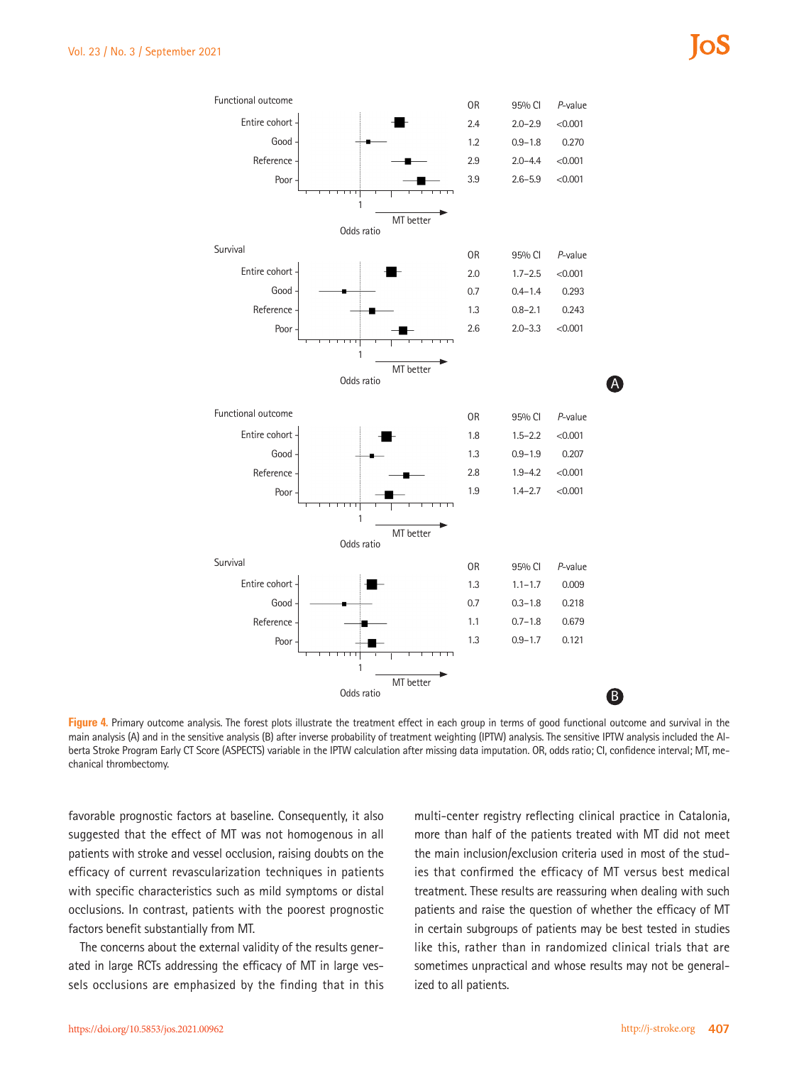**Functional outcome (A)**

| | OR | 95% CI | *P*-value |
|---|---|---|---|
| Entire cohort | 2.4 | 2.0–2.9 | <0.001 |
| Good | 1.2 | 0.9–1.8 | 0.270 |
| Reference | 2.9 | 2.0–4.4 | <0.001 |
| Poor | 3.9 | 2.6–5.9 | <0.001 |

**Survival (A)**

| | OR | 95% CI | *P*-value |
|---|---|---|---|
| Entire cohort | 2.0 | 1.7–2.5 | <0.001 |
| Good | 0.7 | 0.4–1.4 | 0.293 |
| Reference | 1.3 | 0.8–2.1 | 0.243 |
| Poor | 2.6 | 2.0–3.3 | <0.001 |

**Functional outcome (B)**

| | OR | 95% CI | *P*-value |
|---|---|---|---|
| Entire cohort | 1.8 | 1.5–2.2 | <0.001 |
| Good | 1.3 | 0.9–1.9 | 0.207 |
| Reference | 2.8 | 1.9–4.2 | <0.001 |
| Poor | 1.9 | 1.4–2.7 | <0.001 |

**Survival (B)**

| | OR | 95% CI | *P*-value |
|---|---|---|---|
| Entire cohort | 1.3 | 1.1–1.7 | 0.009 |
| Good | 0.7 | 0.3–1.8 | 0.218 |
| Reference | 1.1 | 0.7–1.8 | 0.679 |
| Poor | 1.3 | 0.9–1.7 | 0.121 |

**Figure 4.** Primary outcome analysis. The forest plots illustrate the treatment effect in each group in terms of good functional outcome and survival in the main analysis (A) and in the sensitive analysis (B) after inverse probability of treatment weighting (IPTW) analysis. The sensitive IPTW analysis included the Alberta Stroke Program Early CT Score (ASPECTS) variable in the IPTW calculation after missing data imputation. OR, odds ratio; CI, confidence interval; MT, mechanical thrombectomy.

favorable prognostic factors at baseline. Consequently, it also suggested that the effect of MT was not homogenous in all patients with stroke and vessel occlusion, raising doubts on the efficacy of current revascularization techniques in patients with specific characteristics such as mild symptoms or distal occlusions. In contrast, patients with the poorest prognostic factors benefit substantially from MT.

The concerns about the external validity of the results generated in large RCTs addressing the efficacy of MT in large vessels occlusions are emphasized by the finding that in this multi-center registry reflecting clinical practice in Catalonia, more than half of the patients treated with MT did not meet the main inclusion/exclusion criteria used in most of the studies that confirmed the efficacy of MT versus best medical treatment. These results are reassuring when dealing with such patients and raise the question of whether the efficacy of MT in certain subgroups of patients may be best tested in studies like this, rather than in randomized clinical trials that are sometimes unpractical and whose results may not be generalized to all patients.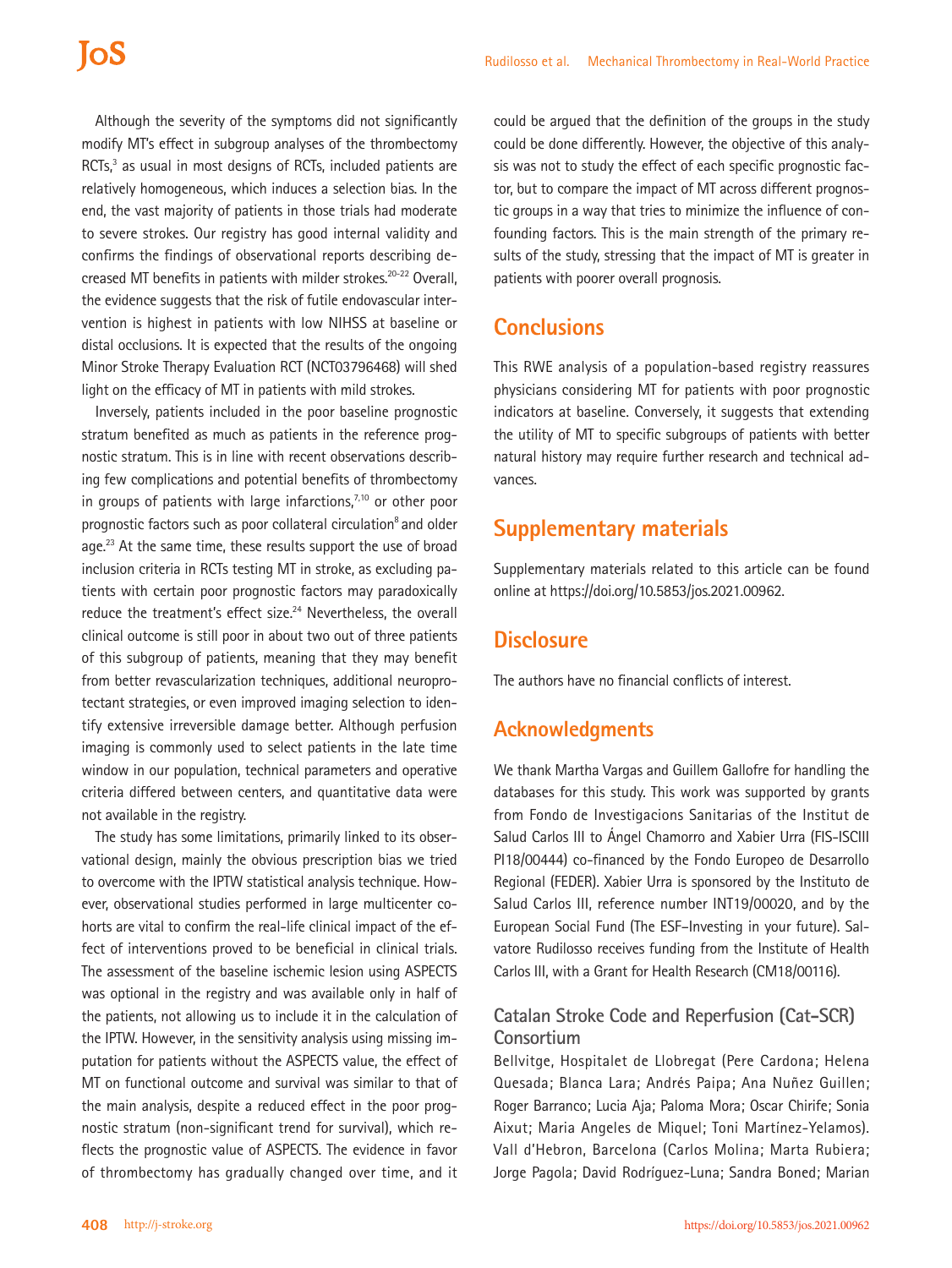Although the severity of the symptoms did not significantly modify MT's effect in subgroup analyses of the thrombectomy RCTs,[3] as usual in most designs of RCTs, included patients are relatively homogeneous, which induces a selection bias. In the end, the vast majority of patients in those trials had moderate to severe strokes. Our registry has good internal validity and confirms the findings of observational reports describing decreased MT benefits in patients with milder strokes.[20-22] Overall, the evidence suggests that the risk of futile endovascular intervention is highest in patients with low NIHSS at baseline or distal occlusions. It is expected that the results of the ongoing Minor Stroke Therapy Evaluation RCT (NCT03796468) will shed light on the efficacy of MT in patients with mild strokes.

Inversely, patients included in the poor baseline prognostic stratum benefited as much as patients in the reference prognostic stratum. This is in line with recent observations describing few complications and potential benefits of thrombectomy in groups of patients with large infarctions,[7,10] or other poor prognostic factors such as poor collateral circulation[8] and older age.[23] At the same time, these results support the use of broad inclusion criteria in RCTs testing MT in stroke, as excluding patients with certain poor prognostic factors may paradoxically reduce the treatment's effect size.[24] Nevertheless, the overall clinical outcome is still poor in about two out of three patients of this subgroup of patients, meaning that they may benefit from better revascularization techniques, additional neuroprotectant strategies, or even improved imaging selection to identify extensive irreversible damage better. Although perfusion imaging is commonly used to select patients in the late time window in our population, technical parameters and operative criteria differed between centers, and quantitative data were not available in the registry.

The study has some limitations, primarily linked to its observational design, mainly the obvious prescription bias we tried to overcome with the IPTW statistical analysis technique. However, observational studies performed in large multicenter cohorts are vital to confirm the real-life clinical impact of the effect of interventions proved to be beneficial in clinical trials. The assessment of the baseline ischemic lesion using ASPECTS was optional in the registry and was available only in half of the patients, not allowing us to include it in the calculation of the IPTW. However, in the sensitivity analysis using missing imputation for patients without the ASPECTS value, the effect of MT on functional outcome and survival was similar to that of the main analysis, despite a reduced effect in the poor prognostic stratum (non-significant trend for survival), which reflects the prognostic value of ASPECTS. The evidence in favor of thrombectomy has gradually changed over time, and it could be argued that the definition of the groups in the study could be done differently. However, the objective of this analysis was not to study the effect of each specific prognostic factor, but to compare the impact of MT across different prognostic groups in a way that tries to minimize the influence of confounding factors. This is the main strength of the primary results of the study, stressing that the impact of MT is greater in patients with poorer overall prognosis.

## Conclusions

This RWE analysis of a population-based registry reassures physicians considering MT for patients with poor prognostic indicators at baseline. Conversely, it suggests that extending the utility of MT to specific subgroups of patients with better natural history may require further research and technical advances.

## Supplementary materials

Supplementary materials related to this article can be found online at https://doi.org/10.5853/jos.2021.00962.

## Disclosure

The authors have no financial conflicts of interest.

## Acknowledgments

We thank Martha Vargas and Guillem Gallofre for handling the databases for this study. This work was supported by grants from Fondo de Investigacions Sanitarias of the Institut de Salud Carlos III to Ángel Chamorro and Xabier Urra (FIS-ISCIII PI18/00444) co-financed by the Fondo Europeo de Desarrollo Regional (FEDER). Xabier Urra is sponsored by the Instituto de Salud Carlos III, reference number INT19/00020, and by the European Social Fund (The ESF–Investing in your future). Salvatore Rudilosso receives funding from the Institute of Health Carlos III, with a Grant for Health Research (CM18/00116).

### Catalan Stroke Code and Reperfusion (Cat-SCR) Consortium

Bellvitge, Hospitalet de Llobregat (Pere Cardona; Helena Quesada; Blanca Lara; Andrés Paipa; Ana Nuñez Guillen; Roger Barranco; Lucia Aja; Paloma Mora; Oscar Chirife; Sonia Aixut; Maria Angeles de Miquel; Toni Martínez-Yelamos). Vall d'Hebron, Barcelona (Carlos Molina; Marta Rubiera; Jorge Pagola; David Rodríguez-Luna; Sandra Boned; Marian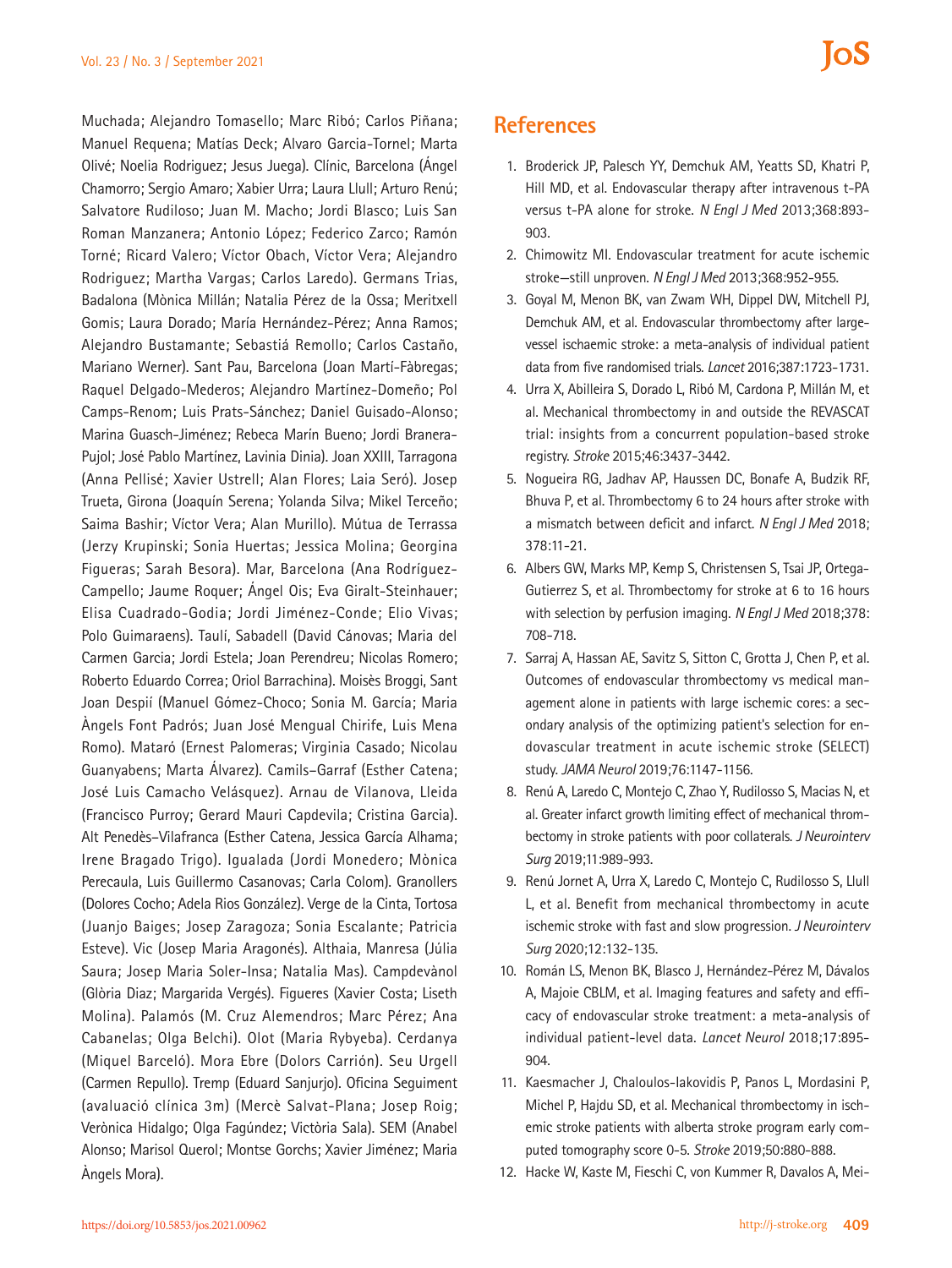Muchada; Alejandro Tomasello; Marc Ribó; Carlos Piñana; Manuel Requena; Matías Deck; Alvaro Garcia-Tornel; Marta Olivé; Noelia Rodriguez; Jesus Juega). Clínic, Barcelona (Ángel Chamorro; Sergio Amaro; Xabier Urra; Laura Llull; Arturo Renú; Salvatore Rudilosso; Juan M. Macho; Jordi Blasco; Luis San Roman Manzanera; Antonio López; Federico Zarco; Ramón Torné; Ricard Valero; Víctor Obach, Víctor Vera; Alejandro Rodriguez; Martha Vargas; Carlos Laredo). Germans Trias, Badalona (Mònica Millán; Natalia Pérez de la Ossa; Meritxell Gomis; Laura Dorado; María Hernández-Pérez; Anna Ramos; Alejandro Bustamante; Sebastiá Remollo; Carlos Castaño, Mariano Werner). Sant Pau, Barcelona (Joan Martí-Fàbregas; Raquel Delgado-Mederos; Alejandro Martínez-Domeño; Pol Camps-Renom; Luis Prats-Sánchez; Daniel Guisado-Alonso; Marina Guasch-Jiménez; Rebeca Marín Bueno; Jordi Branera-Pujol; José Pablo Martínez, Lavinia Dinia). Joan XXIII, Tarragona (Anna Pellisé; Xavier Ustrell; Alan Flores; Laia Seró). Josep Trueta, Girona (Joaquín Serena; Yolanda Silva; Mikel Terceño; Saima Bashir; Víctor Vera; Alan Murillo). Mútua de Terrassa (Jerzy Krupinski; Sonia Huertas; Jessica Molina; Georgina Figueras; Sarah Besora). Mar, Barcelona (Ana Rodríguez-Campello; Jaume Roquer; Ángel Ois; Eva Giralt-Steinhauer; Elisa Cuadrado-Godia; Jordi Jiménez-Conde; Elio Vivas; Polo Guimaraens). Taulí, Sabadell (David Cánovas; Maria del Carmen Garcia; Jordi Estela; Joan Perendreu; Nicolas Romero; Roberto Eduardo Correa; Oriol Barrachina). Moisès Broggi, Sant Joan Despií (Manuel Gómez-Choco; Sonia M. García; Maria Àngels Font Padrós; Juan José Mengual Chirife, Luis Mena Romo). Mataró (Ernest Palomeras; Virginia Casado; Nicolau Guanyabens; Marta Álvarez). Camils–Garraf (Esther Catena; José Luis Camacho Velásquez). Arnau de Vilanova, Lleida (Francisco Purroy; Gerard Mauri Capdevila; Cristina Garcia). Alt Penedès–Vilafranca (Esther Catena, Jessica García Alhama; Irene Bragado Trigo). Igualada (Jordi Monedero; Mònica Perecaula, Luis Guillermo Casanovas; Carla Colom). Granollers (Dolores Cocho; Adela Rios González). Verge de la Cinta, Tortosa (Juanjo Baiges; Josep Zaragoza; Sonia Escalante; Patricia Esteve). Vic (Josep Maria Aragonés). Althaia, Manresa (Júlia Saura; Josep Maria Soler-Insa; Natalia Mas). Campdevànol (Glòria Diaz; Margarida Vergés). Figueres (Xavier Costa; Liseth Molina). Palamós (M. Cruz Alemendros; Marc Pérez; Ana Cabanelas; Olga Belchi). Olot (Maria Rybyeba). Cerdanya (Miquel Barceló). Mora Ebre (Dolors Carrión). Seu Urgell (Carmen Repullo). Tremp (Eduard Sanjurjo). Oficina Seguiment (avaluació clínica 3m) (Mercè Salvat-Plana; Josep Roig; Verònica Hidalgo; Olga Fagúndez; Victòria Sala). SEM (Anabel Alonso; Marisol Querol; Montse Gorchs; Xavier Jiménez; Maria Àngels Mora).

## References

1. Broderick JP, Palesch YY, Demchuk AM, Yeatts SD, Khatri P, Hill MD, et al. Endovascular therapy after intravenous t-PA versus t-PA alone for stroke. *N Engl J Med* 2013;368:893-903.
2. Chimowitz MI. Endovascular treatment for acute ischemic stroke—still unproven. *N Engl J Med* 2013;368:952-955.
3. Goyal M, Menon BK, van Zwam WH, Dippel DW, Mitchell PJ, Demchuk AM, et al. Endovascular thrombectomy after large-vessel ischaemic stroke: a meta-analysis of individual patient data from five randomised trials. *Lancet* 2016;387:1723-1731.
4. Urra X, Abilleira S, Dorado L, Ribó M, Cardona P, Millán M, et al. Mechanical thrombectomy in and outside the REVASCAT trial: insights from a concurrent population-based stroke registry. *Stroke* 2015;46:3437-3442.
5. Nogueira RG, Jadhav AP, Haussen DC, Bonafe A, Budzik RF, Bhuva P, et al. Thrombectomy 6 to 24 hours after stroke with a mismatch between deficit and infarct. *N Engl J Med* 2018; 378:11-21.
6. Albers GW, Marks MP, Kemp S, Christensen S, Tsai JP, Ortega-Gutierrez S, et al. Thrombectomy for stroke at 6 to 16 hours with selection by perfusion imaging. *N Engl J Med* 2018;378: 708-718.
7. Sarraj A, Hassan AE, Savitz S, Sitton C, Grotta J, Chen P, et al. Outcomes of endovascular thrombectomy vs medical management alone in patients with large ischemic cores: a secondary analysis of the optimizing patient's selection for endovascular treatment in acute ischemic stroke (SELECT) study. *JAMA Neurol* 2019;76:1147-1156.
8. Renú A, Laredo C, Montejo C, Zhao Y, Rudilosso S, Macias N, et al. Greater infarct growth limiting effect of mechanical thrombectomy in stroke patients with poor collaterals. *J Neurointerv Surg* 2019;11:989-993.
9. Renú Jornet A, Urra X, Laredo C, Montejo C, Rudilosso S, Llull L, et al. Benefit from mechanical thrombectomy in acute ischemic stroke with fast and slow progression. *J Neurointerv Surg* 2020;12:132-135.
10. Román LS, Menon BK, Blasco J, Hernández-Pérez M, Dávalos A, Majoie CBLM, et al. Imaging features and safety and efficacy of endovascular stroke treatment: a meta-analysis of individual patient-level data. *Lancet Neurol* 2018;17:895-904.
11. Kaesmacher J, Chaloulos-Iakovidis P, Panos L, Mordasini P, Michel P, Hajdu SD, et al. Mechanical thrombectomy in ischemic stroke patients with alberta stroke program early computed tomography score 0-5. *Stroke* 2019;50:880-888.
12. Hacke W, Kaste M, Fieschi C, von Kummer R, Davalos A, Mei-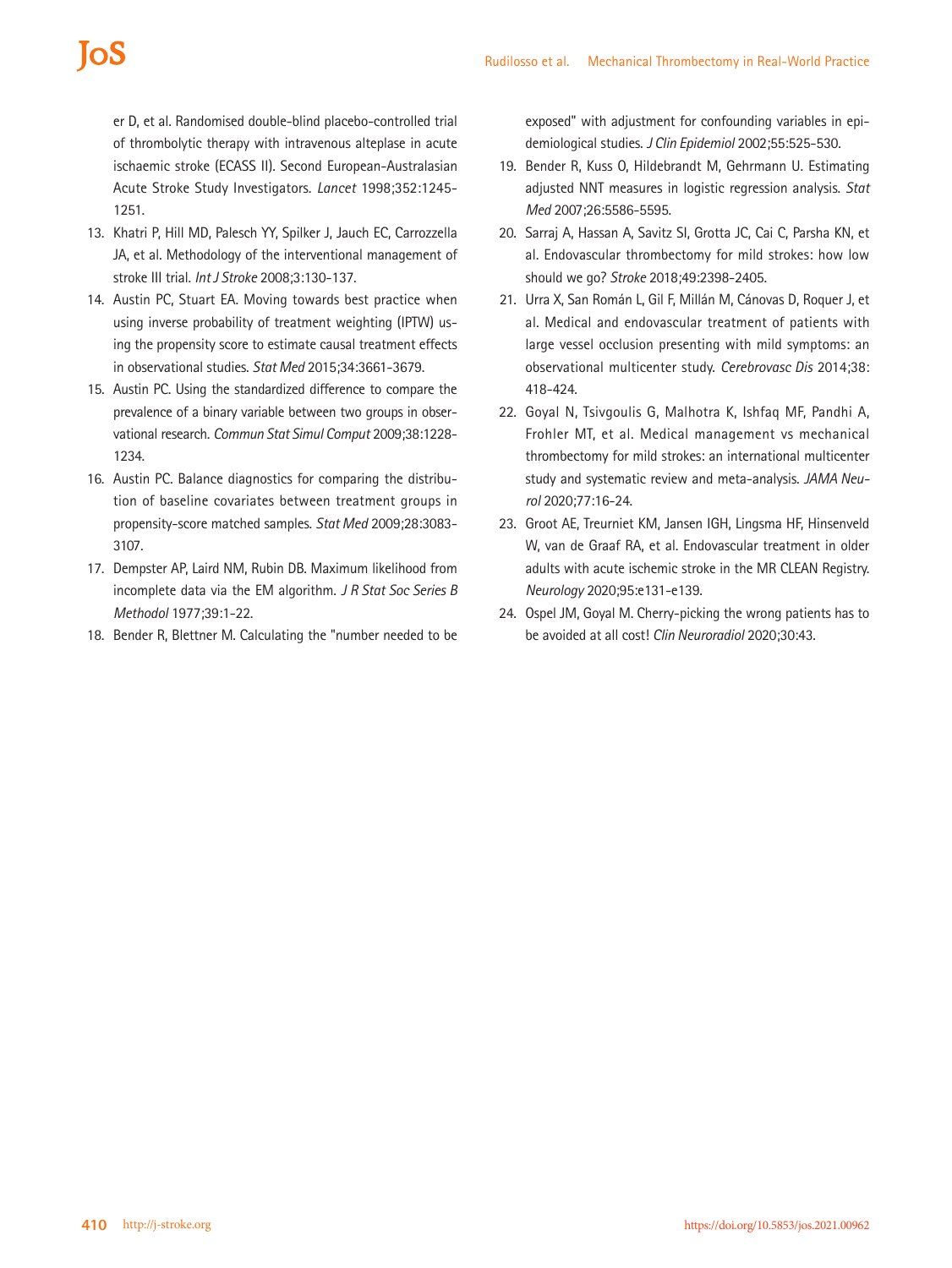er D, et al. Randomised double-blind placebo-controlled trial of thrombolytic therapy with intravenous alteplase in acute ischaemic stroke (ECASS II). Second European-Australasian Acute Stroke Study Investigators. *Lancet* 1998;352:1245-1251.

13. Khatri P, Hill MD, Palesch YY, Spilker J, Jauch EC, Carrozzella JA, et al. Methodology of the interventional management of stroke III trial. *Int J Stroke* 2008;3:130-137.
14. Austin PC, Stuart EA. Moving towards best practice when using inverse probability of treatment weighting (IPTW) using the propensity score to estimate causal treatment effects in observational studies. *Stat Med* 2015;34:3661-3679.
15. Austin PC. Using the standardized difference to compare the prevalence of a binary variable between two groups in observational research. *Commun Stat Simul Comput* 2009;38:1228-1234.
16. Austin PC. Balance diagnostics for comparing the distribution of baseline covariates between treatment groups in propensity-score matched samples. *Stat Med* 2009;28:3083-3107.
17. Dempster AP, Laird NM, Rubin DB. Maximum likelihood from incomplete data via the EM algorithm. *J R Stat Soc Series B Methodol* 1977;39:1-22.
18. Bender R, Blettner M. Calculating the "number needed to be exposed" with adjustment for confounding variables in epidemiological studies. *J Clin Epidemiol* 2002;55:525-530.
19. Bender R, Kuss O, Hildebrandt M, Gehrmann U. Estimating adjusted NNT measures in logistic regression analysis. *Stat Med* 2007;26:5586-5595.
20. Sarraj A, Hassan A, Savitz SI, Grotta JC, Cai C, Parsha KN, et al. Endovascular thrombectomy for mild strokes: how low should we go? *Stroke* 2018;49:2398-2405.
21. Urra X, San Román L, Gil F, Millán M, Cánovas D, Roquer J, et al. Medical and endovascular treatment of patients with large vessel occlusion presenting with mild symptoms: an observational multicenter study. *Cerebrovasc Dis* 2014;38:418-424.
22. Goyal N, Tsivgoulis G, Malhotra K, Ishfaq MF, Pandhi A, Frohler MT, et al. Medical management vs mechanical thrombectomy for mild strokes: an international multicenter study and systematic review and meta-analysis. *JAMA Neurol* 2020;77:16-24.
23. Groot AE, Treurniet KM, Jansen IGH, Lingsma HF, Hinsenveld W, van de Graaf RA, et al. Endovascular treatment in older adults with acute ischemic stroke in the MR CLEAN Registry. *Neurology* 2020;95:e131-e139.
24. Ospel JM, Goyal M. Cherry-picking the wrong patients has to be avoided at all cost! *Clin Neuroradiol* 2020;30:43.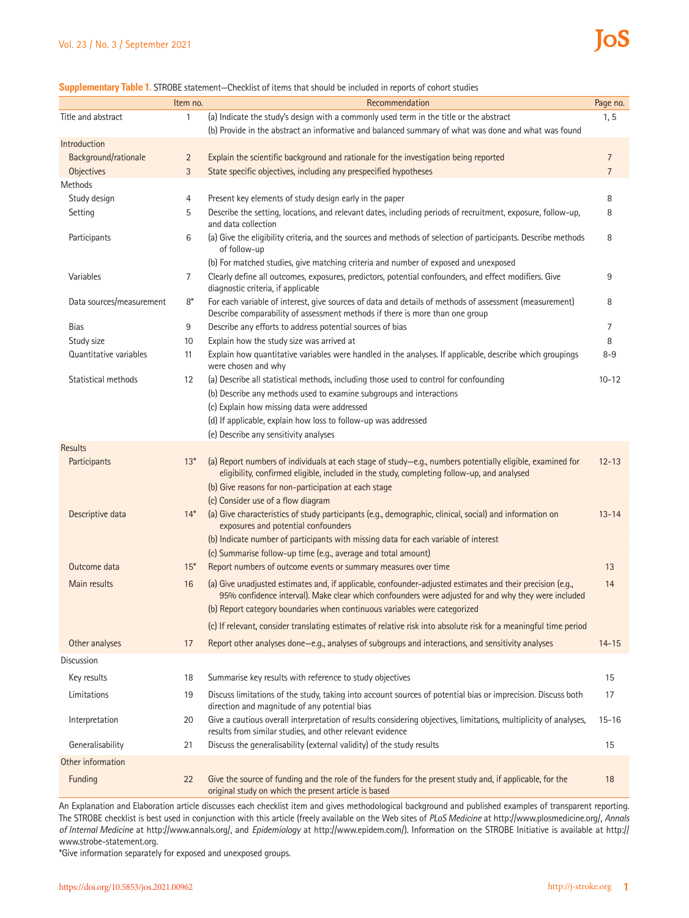**Supplementary Table 1.** STROBE statement—Checklist of items that should be included in reports of cohort studies

| | Item no. | Recommendation | Page no. |
|---|---|---|---|
| Title and abstract | 1 | (a) Indicate the study's design with a commonly used term in the title or the abstract | 1, 5 |
| | | (b) Provide in the abstract an informative and balanced summary of what was done and what was found | |
| Introduction | | | |
| Background/rationale | 2 | Explain the scientific background and rationale for the investigation being reported | 7 |
| Objectives | 3 | State specific objectives, including any prespecified hypotheses | 7 |
| Methods | | | |
| Study design | 4 | Present key elements of study design early in the paper | 8 |
| Setting | 5 | Describe the setting, locations, and relevant dates, including periods of recruitment, exposure, follow-up, and data collection | 8 |
| Participants | 6 | (a) Give the eligibility criteria, and the sources and methods of selection of participants. Describe methods of follow-up | 8 |
| | | (b) For matched studies, give matching criteria and number of exposed and unexposed | |
| Variables | 7 | Clearly define all outcomes, exposures, predictors, potential confounders, and effect modifiers. Give diagnostic criteria, if applicable | 9 |
| Data sources/measurement | 8* | For each variable of interest, give sources of data and details of methods of assessment (measurement) Describe comparability of assessment methods if there is more than one group | 8 |
| Bias | 9 | Describe any efforts to address potential sources of bias | 7 |
| Study size | 10 | Explain how the study size was arrived at | 8 |
| Quantitative variables | 11 | Explain how quantitative variables were handled in the analyses. If applicable, describe which groupings were chosen and why | 8–9 |
| Statistical methods | 12 | (a) Describe all statistical methods, including those used to control for confounding | 10-12 |
| | | (b) Describe any methods used to examine subgroups and interactions | |
| | | (c) Explain how missing data were addressed | |
| | | (d) If applicable, explain how loss to follow-up was addressed | |
| | | (e) Describe any sensitivity analyses | |
| Results | | | |
| Participants | 13* | (a) Report numbers of individuals at each stage of study—e.g., numbers potentially eligible, examined for eligibility, confirmed eligible, included in the study, completing follow-up, and analysed | 12–13 |
| | | (b) Give reasons for non-participation at each stage | |
| | | (c) Consider use of a flow diagram | |
| Descriptive data | 14* | (a) Give characteristics of study participants (e.g., demographic, clinical, social) and information on exposures and potential confounders | 13–14 |
| | | (b) Indicate number of participants with missing data for each variable of interest | |
| | | (c) Summarise follow-up time (e.g., average and total amount) | |
| Outcome data | 15* | Report numbers of outcome events or summary measures over time | 13 |
| Main results | 16 | (a) Give unadjusted estimates and, if applicable, confounder-adjusted estimates and their precision (e.g., 95% confidence interval). Make clear which confounders were adjusted for and why they were included | 14 |
| | | (b) Report category boundaries when continuous variables were categorized | |
| | | (c) If relevant, consider translating estimates of relative risk into absolute risk for a meaningful time period | |
| Other analyses | 17 | Report other analyses done—e.g., analyses of subgroups and interactions, and sensitivity analyses | 14–15 |
| Discussion | | | |
| Key results | 18 | Summarise key results with reference to study objectives | 15 |
| Limitations | 19 | Discuss limitations of the study, taking into account sources of potential bias or imprecision. Discuss both direction and magnitude of any potential bias | 17 |
| Interpretation | 20 | Give a cautious overall interpretation of results considering objectives, limitations, multiplicity of analyses, results from similar studies, and other relevant evidence | 15–16 |
| Generalisability | 21 | Discuss the generalisability (external validity) of the study results | 15 |
| Other information | | | |
| Funding | 22 | Give the source of funding and the role of the funders for the present study and, if applicable, for the original study on which the present article is based | 18 |

An Explanation and Elaboration article discusses each checklist item and gives methodological background and published examples of transparent reporting. The STROBE checklist is best used in conjunction with this article (freely available on the Web sites of *PLoS Medicine* at http://www.plosmedicine.org/, *Annals of Internal Medicine* at http://www.annals.org/, and *Epidemiology* at http://www.epidem.com/). Information on the STROBE Initiative is available at http://www.strobe-statement.org.

*Give information separately for exposed and unexposed groups.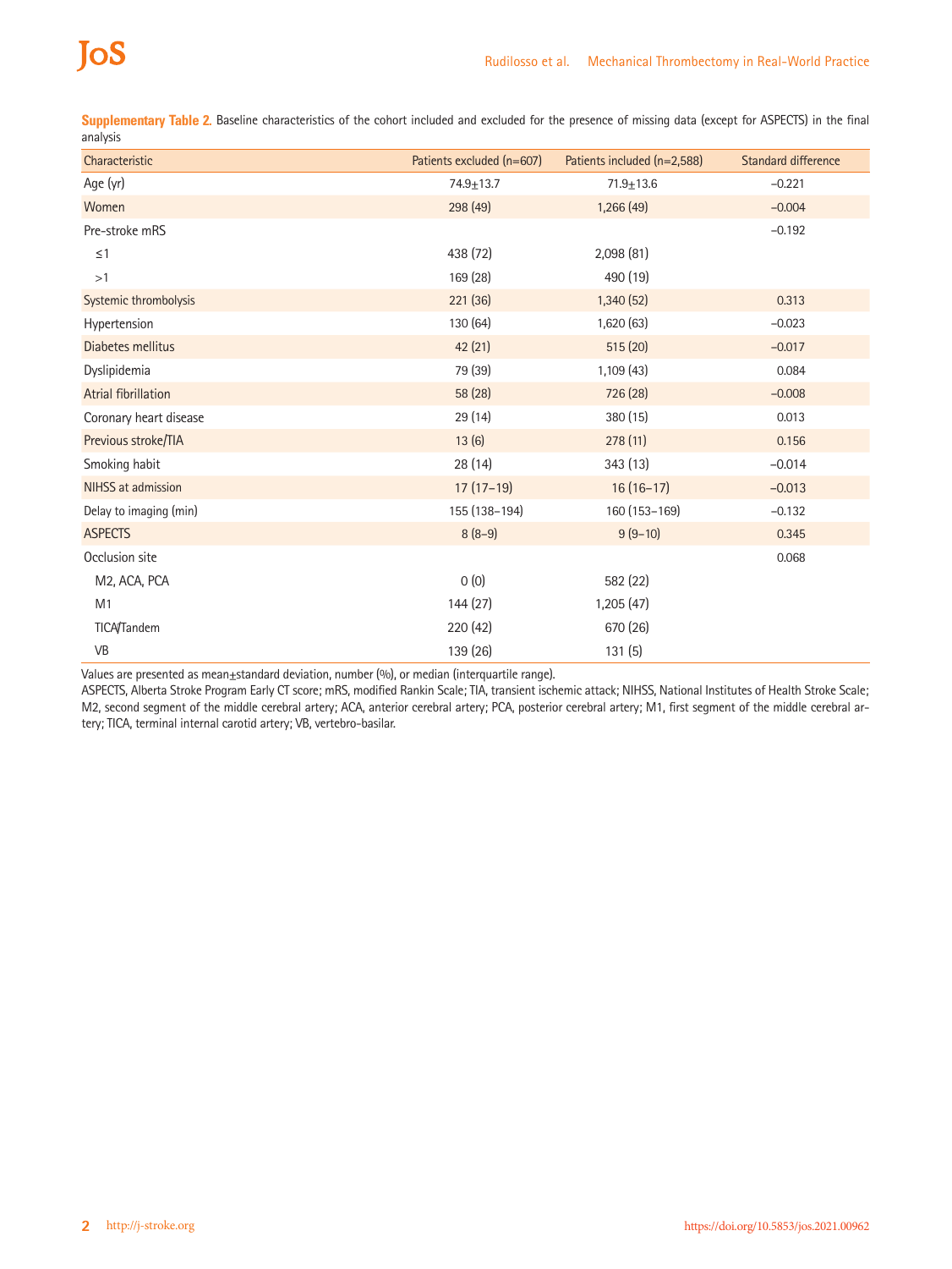**Supplementary Table 2.** Baseline characteristics of the cohort included and excluded for the presence of missing data (except for ASPECTS) in the final analysis

| Characteristic | Patients excluded (n=607) | Patients included (n=2,588) | Standard difference |
|---|---|---|---|
| Age (yr) | 74.9±13.7 | 71.9±13.6 | −0.221 |
| Women | 298 (49) | 1,266 (49) | −0.004 |
| Pre-stroke mRS | | | −0.192 |
| ≤1 | 438 (72) | 2,098 (81) | |
| >1 | 169 (28) | 490 (19) | |
| Systemic thrombolysis | 221 (36) | 1,340 (52) | 0.313 |
| Hypertension | 130 (64) | 1,620 (63) | −0.023 |
| Diabetes mellitus | 42 (21) | 515 (20) | −0.017 |
| Dyslipidemia | 79 (39) | 1,109 (43) | 0.084 |
| Atrial fibrillation | 58 (28) | 726 (28) | −0.008 |
| Coronary heart disease | 29 (14) | 380 (15) | 0.013 |
| Previous stroke/TIA | 13 (6) | 278 (11) | 0.156 |
| Smoking habit | 28 (14) | 343 (13) | −0.014 |
| NIHSS at admission | 17 (17–19) | 16 (16–17) | −0.013 |
| Delay to imaging (min) | 155 (138–194) | 160 (153–169) | −0.132 |
| ASPECTS | 8 (8–9) | 9 (9–10) | 0.345 |
| Occlusion site | | | 0.068 |
| M2, ACA, PCA | 0 (0) | 582 (22) | |
| M1 | 144 (27) | 1,205 (47) | |
| TICA/Tandem | 220 (42) | 670 (26) | |
| VB | 139 (26) | 131 (5) | |

Values are presented as mean±standard deviation, number (%), or median (interquartile range).

ASPECTS, Alberta Stroke Program Early CT score; mRS, modified Rankin Scale; TIA, transient ischemic attack; NIHSS, National Institutes of Health Stroke Scale; M2, second segment of the middle cerebral artery; ACA, anterior cerebral artery; PCA, posterior cerebral artery; M1, first segment of the middle cerebral artery; TICA, terminal internal carotid artery; VB, vertebro-basilar.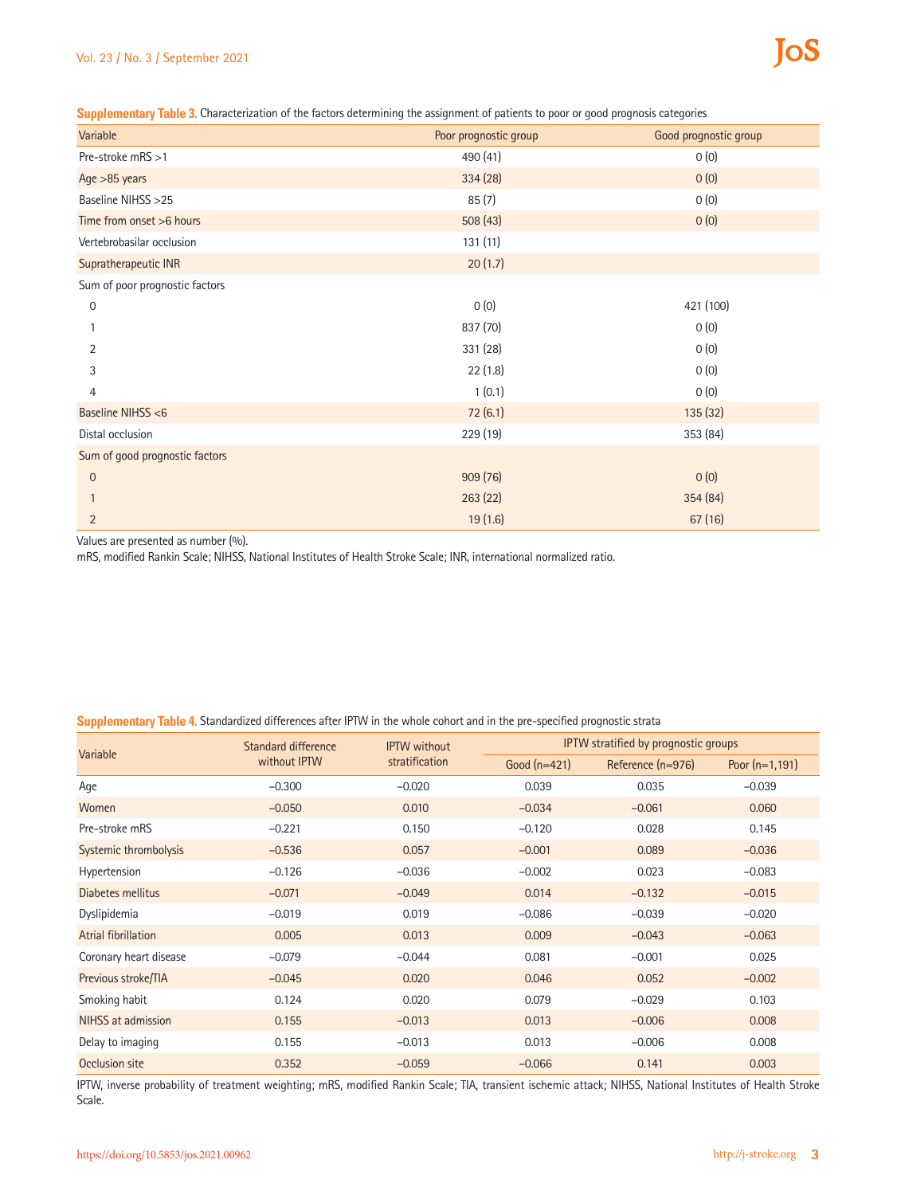**Supplementary Table 3.** Characterization of the factors determining the assignment of patients to poor or good prognosis categories

| Variable | Poor prognostic group | Good prognostic group |
|---|---|---|
| Pre-stroke mRS >1 | 490 (41) | 0 (0) |
| Age >85 years | 334 (28) | 0 (0) |
| Baseline NIHSS >25 | 85 (7) | 0 (0) |
| Time from onset >6 hours | 508 (43) | 0 (0) |
| Vertebrobasilar occlusion | 131 (11) | |
| Supratherapeutic INR | 20 (1.7) | |
| Sum of poor prognostic factors | | |
| 0 | 0 (0) | 421 (100) |
| 1 | 837 (70) | 0 (0) |
| 2 | 331 (28) | 0 (0) |
| 3 | 22 (1.8) | 0 (0) |
| 4 | 1 (0.1) | 0 (0) |
| Baseline NIHSS <6 | 72 (6.1) | 135 (32) |
| Distal occlusion | 229 (19) | 353 (84) |
| Sum of good prognostic factors | | |
| 0 | 909 (76) | 0 (0) |
| 1 | 263 (22) | 354 (84) |
| 2 | 19 (1.6) | 67 (16) |

Values are presented as number (%).

mRS, modified Rankin Scale; NIHSS, National Institutes of Health Stroke Scale; INR, international normalized ratio.

**Supplementary Table 4.** Standardized differences after IPTW in the whole cohort and in the pre-specified prognostic strata

| Variable | Standard difference without IPTW | IPTW without stratification | IPTW stratified by prognostic groups | | |
|---|---|---|---|---|---|
| | | | Good (n=421) | Reference (n=976) | Poor (n=1,191) |
| Age | −0.300 | −0.020 | 0.039 | 0.035 | −0.039 |
| Women | −0.050 | 0.010 | −0.034 | −0.061 | 0.060 |
| Pre-stroke mRS | −0.221 | 0.150 | −0.120 | 0.028 | 0.145 |
| Systemic thrombolysis | −0.536 | 0.057 | −0.001 | 0.089 | −0.036 |
| Hypertension | −0.126 | −0.036 | −0.002 | 0.023 | −0.083 |
| Diabetes mellitus | −0.071 | −0.049 | 0.014 | −0.132 | −0.015 |
| Dyslipidemia | −0.019 | 0.019 | −0.086 | −0.039 | −0.020 |
| Atrial fibrillation | 0.005 | 0.013 | 0.009 | −0.043 | −0.063 |
| Coronary heart disease | −0.079 | −0.044 | 0.081 | −0.001 | 0.025 |
| Previous stroke/TIA | −0.045 | 0.020 | 0.046 | 0.052 | −0.002 |
| Smoking habit | 0.124 | 0.020 | 0.079 | −0.029 | 0.103 |
| NIHSS at admission | 0.155 | −0.013 | 0.013 | −0.006 | 0.008 |
| Delay to imaging | 0.155 | −0.013 | 0.013 | −0.006 | 0.008 |
| Occlusion site | 0.352 | −0.059 | −0.066 | 0.141 | 0.003 |

IPTW, inverse probability of treatment weighting; mRS, modified Rankin Scale; TIA, transient ischemic attack; NIHSS, National Institutes of Health Stroke Scale.